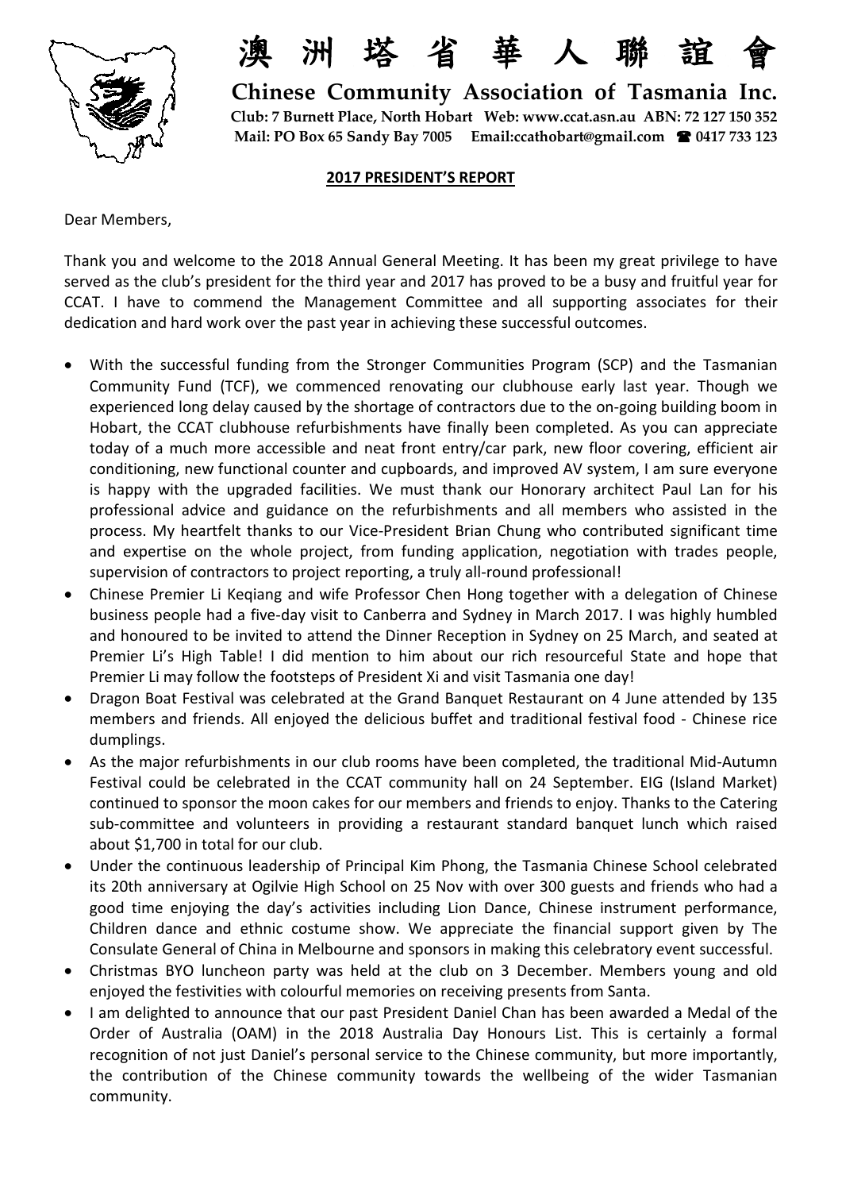# 澳 洲 塔 省 華 人 聯 誼 會

**Chinese Community Association of Tasmania Inc.**

**Club: 7 Burnett Place, North Hobart Web: www.ccat.asn.au ABN: 72 127 150 352**
**Mail: PO Box 65 Sandy Bay 7005 Email:ccathobart@gmail.com ☎ 0417 733 123**

## 2017 PRESIDENT'S REPORT

Dear Members,

Thank you and welcome to the 2018 Annual General Meeting. It has been my great privilege to have served as the club's president for the third year and 2017 has proved to be a busy and fruitful year for CCAT. I have to commend the Management Committee and all supporting associates for their dedication and hard work over the past year in achieving these successful outcomes.

- With the successful funding from the Stronger Communities Program (SCP) and the Tasmanian Community Fund (TCF), we commenced renovating our clubhouse early last year. Though we experienced long delay caused by the shortage of contractors due to the on-going building boom in Hobart, the CCAT clubhouse refurbishments have finally been completed. As you can appreciate today of a much more accessible and neat front entry/car park, new floor covering, efficient air conditioning, new functional counter and cupboards, and improved AV system, I am sure everyone is happy with the upgraded facilities. We must thank our Honorary architect Paul Lan for his professional advice and guidance on the refurbishments and all members who assisted in the process. My heartfelt thanks to our Vice-President Brian Chung who contributed significant time and expertise on the whole project, from funding application, negotiation with trades people, supervision of contractors to project reporting, a truly all-round professional!
- Chinese Premier Li Keqiang and wife Professor Chen Hong together with a delegation of Chinese business people had a five-day visit to Canberra and Sydney in March 2017. I was highly humbled and honoured to be invited to attend the Dinner Reception in Sydney on 25 March, and seated at Premier Li's High Table! I did mention to him about our rich resourceful State and hope that Premier Li may follow the footsteps of President Xi and visit Tasmania one day!
- Dragon Boat Festival was celebrated at the Grand Banquet Restaurant on 4 June attended by 135 members and friends. All enjoyed the delicious buffet and traditional festival food - Chinese rice dumplings.
- As the major refurbishments in our club rooms have been completed, the traditional Mid-Autumn Festival could be celebrated in the CCAT community hall on 24 September. EIG (Island Market) continued to sponsor the moon cakes for our members and friends to enjoy. Thanks to the Catering sub-committee and volunteers in providing a restaurant standard banquet lunch which raised about $1,700 in total for our club.
- Under the continuous leadership of Principal Kim Phong, the Tasmania Chinese School celebrated its 20th anniversary at Ogilvie High School on 25 Nov with over 300 guests and friends who had a good time enjoying the day's activities including Lion Dance, Chinese instrument performance, Children dance and ethnic costume show. We appreciate the financial support given by The Consulate General of China in Melbourne and sponsors in making this celebratory event successful.
- Christmas BYO luncheon party was held at the club on 3 December. Members young and old enjoyed the festivities with colourful memories on receiving presents from Santa.
- I am delighted to announce that our past President Daniel Chan has been awarded a Medal of the Order of Australia (OAM) in the 2018 Australia Day Honours List. This is certainly a formal recognition of not just Daniel's personal service to the Chinese community, but more importantly, the contribution of the Chinese community towards the wellbeing of the wider Tasmanian community.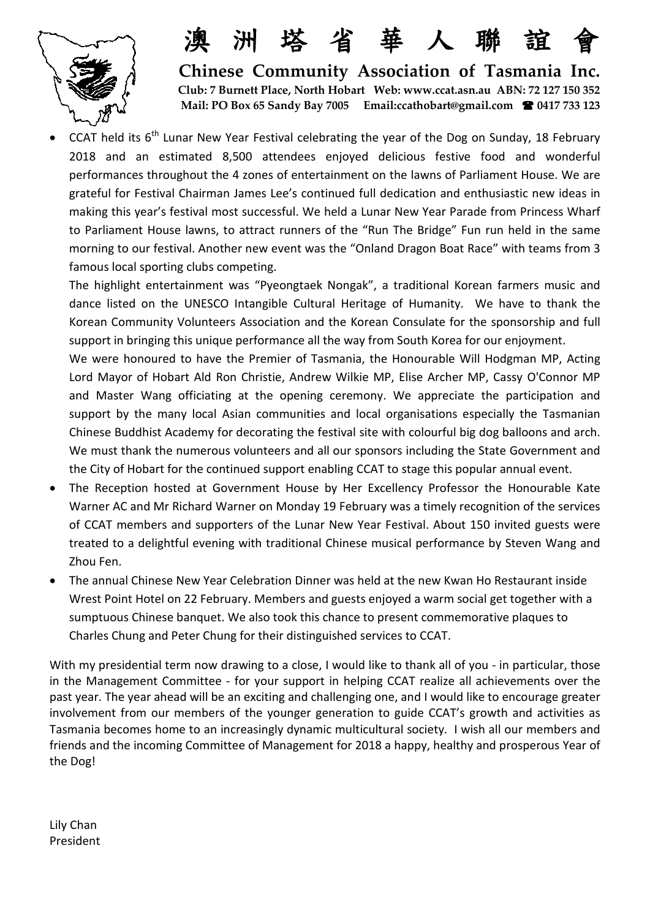# 澳 洲 塔 省 華 人 聯 誼 會

**Chinese Community Association of Tasmania Inc.**

**Club: 7 Burnett Place, North Hobart Web: www.ccat.asn.au ABN: 72 127 150 352**
**Mail: PO Box 65 Sandy Bay 7005 Email:ccathobart@gmail.com ☎ 0417 733 123**

- CCAT held its 6th Lunar New Year Festival celebrating the year of the Dog on Sunday, 18 February 2018 and an estimated 8,500 attendees enjoyed delicious festive food and wonderful performances throughout the 4 zones of entertainment on the lawns of Parliament House. We are grateful for Festival Chairman James Lee's continued full dedication and enthusiastic new ideas in making this year's festival most successful. We held a Lunar New Year Parade from Princess Wharf to Parliament House lawns, to attract runners of the "Run The Bridge" Fun run held in the same morning to our festival. Another new event was the "Onland Dragon Boat Race" with teams from 3 famous local sporting clubs competing.

  The highlight entertainment was "Pyeongtaek Nongak", a traditional Korean farmers music and dance listed on the UNESCO Intangible Cultural Heritage of Humanity. We have to thank the Korean Community Volunteers Association and the Korean Consulate for the sponsorship and full support in bringing this unique performance all the way from South Korea for our enjoyment.

  We were honoured to have the Premier of Tasmania, the Honourable Will Hodgman MP, Acting Lord Mayor of Hobart Ald Ron Christie, Andrew Wilkie MP, Elise Archer MP, Cassy O'Connor MP and Master Wang officiating at the opening ceremony. We appreciate the participation and support by the many local Asian communities and local organisations especially the Tasmanian Chinese Buddhist Academy for decorating the festival site with colourful big dog balloons and arch. We must thank the numerous volunteers and all our sponsors including the State Government and the City of Hobart for the continued support enabling CCAT to stage this popular annual event.
- The Reception hosted at Government House by Her Excellency Professor the Honourable Kate Warner AC and Mr Richard Warner on Monday 19 February was a timely recognition of the services of CCAT members and supporters of the Lunar New Year Festival. About 150 invited guests were treated to a delightful evening with traditional Chinese musical performance by Steven Wang and Zhou Fen.
- The annual Chinese New Year Celebration Dinner was held at the new Kwan Ho Restaurant inside Wrest Point Hotel on 22 February. Members and guests enjoyed a warm social get together with a sumptuous Chinese banquet. We also took this chance to present commemorative plaques to Charles Chung and Peter Chung for their distinguished services to CCAT.

With my presidential term now drawing to a close, I would like to thank all of you - in particular, those in the Management Committee - for your support in helping CCAT realize all achievements over the past year. The year ahead will be an exciting and challenging one, and I would like to encourage greater involvement from our members of the younger generation to guide CCAT's growth and activities as Tasmania becomes home to an increasingly dynamic multicultural society. I wish all our members and friends and the incoming Committee of Management for 2018 a happy, healthy and prosperous Year of the Dog!

Lily Chan
President